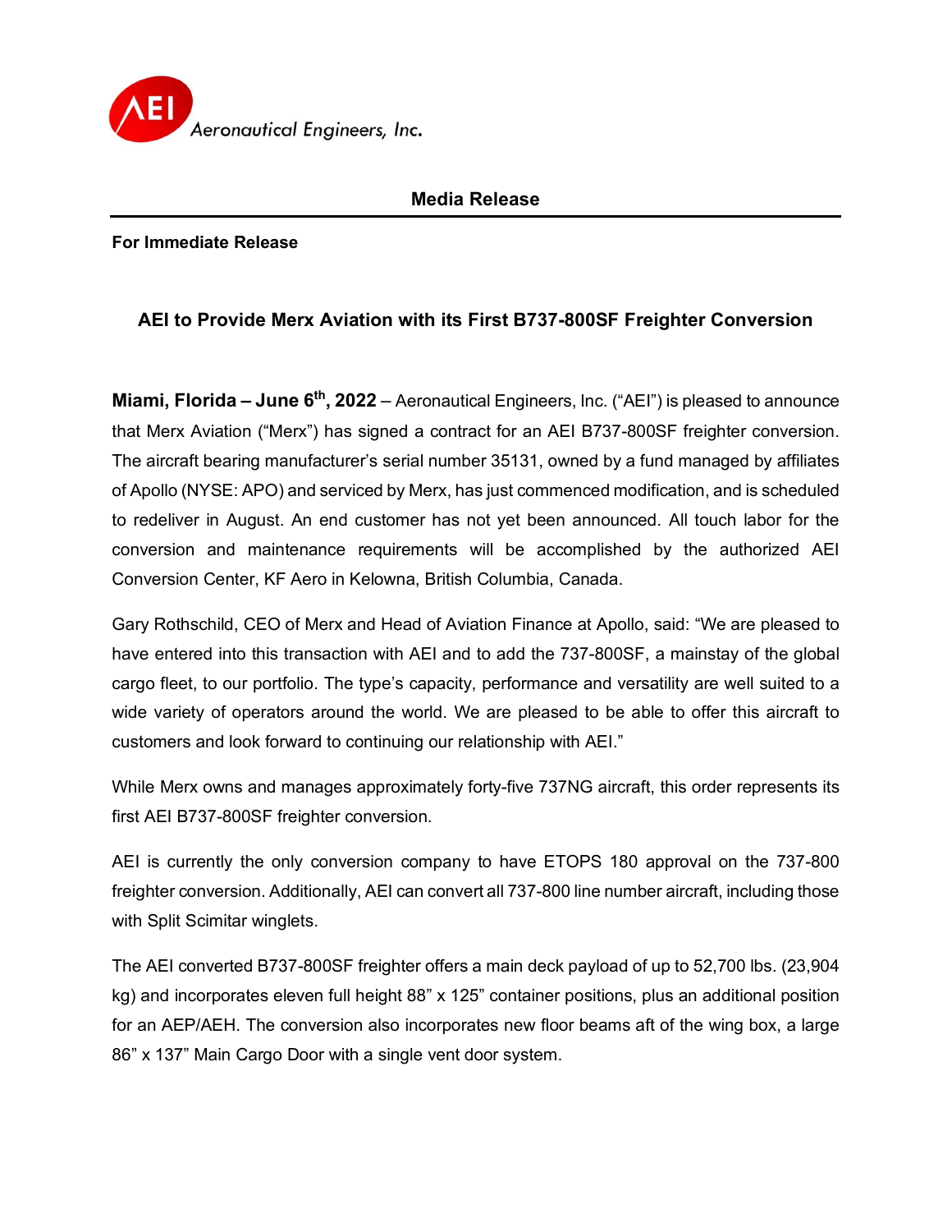Aeronautical Engineers, Inc.

**Media Release**

**For Immediate Release**

## AEI to Provide Merx Aviation with its First B737-800SF Freighter Conversion

**Miami, Florida – June 6th, 2022** – Aeronautical Engineers, Inc. ("AEI") is pleased to announce that Merx Aviation ("Merx") has signed a contract for an AEI B737-800SF freighter conversion. The aircraft bearing manufacturer's serial number 35131, owned by a fund managed by affiliates of Apollo (NYSE: APO) and serviced by Merx, has just commenced modification, and is scheduled to redeliver in August. An end customer has not yet been announced. All touch labor for the conversion and maintenance requirements will be accomplished by the authorized AEI Conversion Center, KF Aero in Kelowna, British Columbia, Canada.

Gary Rothschild, CEO of Merx and Head of Aviation Finance at Apollo, said: "We are pleased to have entered into this transaction with AEI and to add the 737-800SF, a mainstay of the global cargo fleet, to our portfolio. The type's capacity, performance and versatility are well suited to a wide variety of operators around the world. We are pleased to be able to offer this aircraft to customers and look forward to continuing our relationship with AEI."

While Merx owns and manages approximately forty-five 737NG aircraft, this order represents its first AEI B737-800SF freighter conversion.

AEI is currently the only conversion company to have ETOPS 180 approval on the 737-800 freighter conversion. Additionally, AEI can convert all 737-800 line number aircraft, including those with Split Scimitar winglets.

The AEI converted B737-800SF freighter offers a main deck payload of up to 52,700 lbs. (23,904 kg) and incorporates eleven full height 88" x 125" container positions, plus an additional position for an AEP/AEH. The conversion also incorporates new floor beams aft of the wing box, a large 86" x 137" Main Cargo Door with a single vent door system.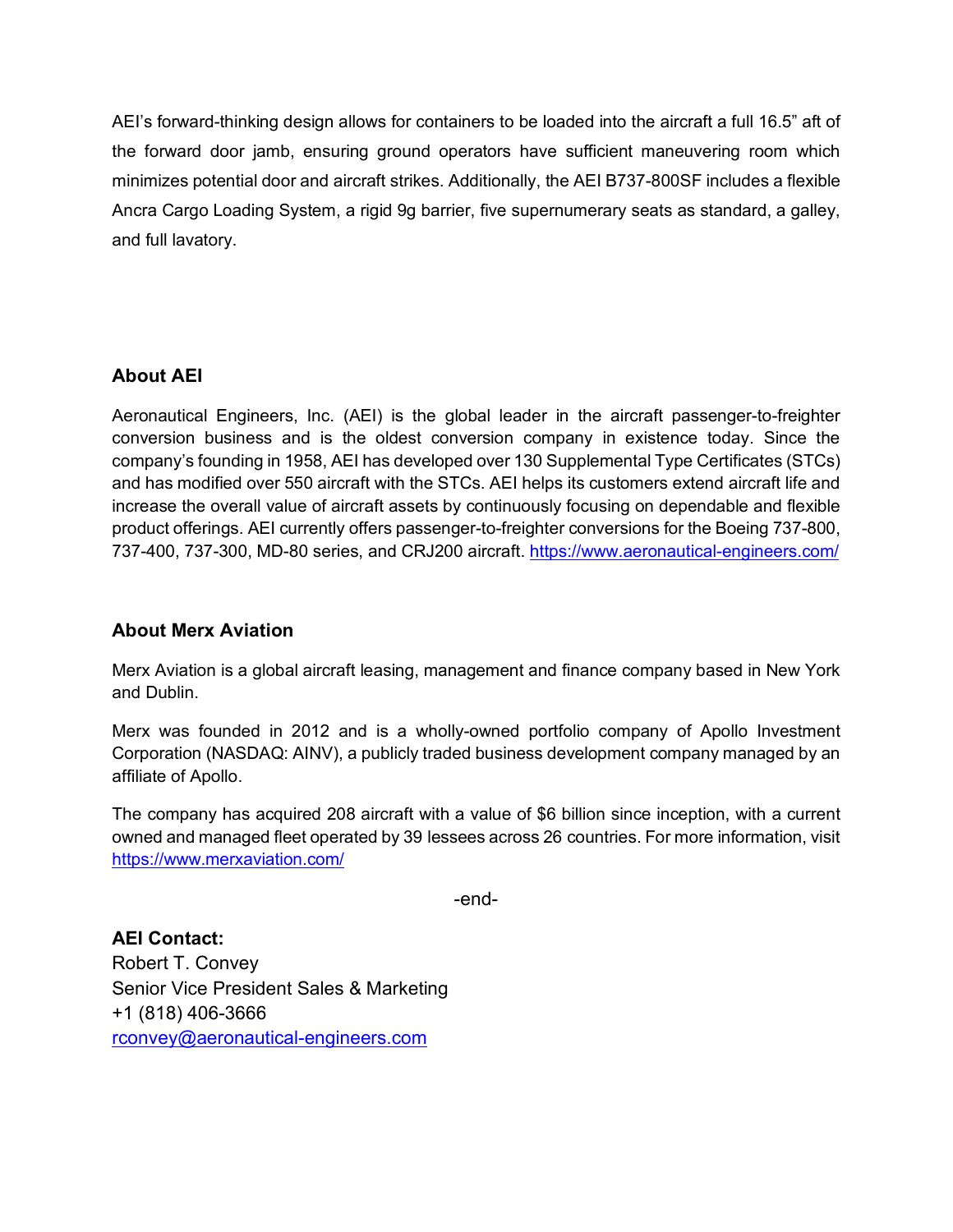AEI's forward-thinking design allows for containers to be loaded into the aircraft a full 16.5" aft of the forward door jamb, ensuring ground operators have sufficient maneuvering room which minimizes potential door and aircraft strikes. Additionally, the AEI B737-800SF includes a flexible Ancra Cargo Loading System, a rigid 9g barrier, five supernumerary seats as standard, a galley, and full lavatory.

## About AEI

Aeronautical Engineers, Inc. (AEI) is the global leader in the aircraft passenger-to-freighter conversion business and is the oldest conversion company in existence today. Since the company's founding in 1958, AEI has developed over 130 Supplemental Type Certificates (STCs) and has modified over 550 aircraft with the STCs. AEI helps its customers extend aircraft life and increase the overall value of aircraft assets by continuously focusing on dependable and flexible product offerings. AEI currently offers passenger-to-freighter conversions for the Boeing 737-800, 737-400, 737-300, MD-80 series, and CRJ200 aircraft. https://www.aeronautical-engineers.com/

## About Merx Aviation

Merx Aviation is a global aircraft leasing, management and finance company based in New York and Dublin.

Merx was founded in 2012 and is a wholly-owned portfolio company of Apollo Investment Corporation (NASDAQ: AINV), a publicly traded business development company managed by an affiliate of Apollo.

The company has acquired 208 aircraft with a value of $6 billion since inception, with a current owned and managed fleet operated by 39 lessees across 26 countries. For more information, visit https://www.merxaviation.com/

-end-

**AEI Contact:**
Robert T. Convey
Senior Vice President Sales & Marketing
+1 (818) 406-3666
rconvey@aeronautical-engineers.com